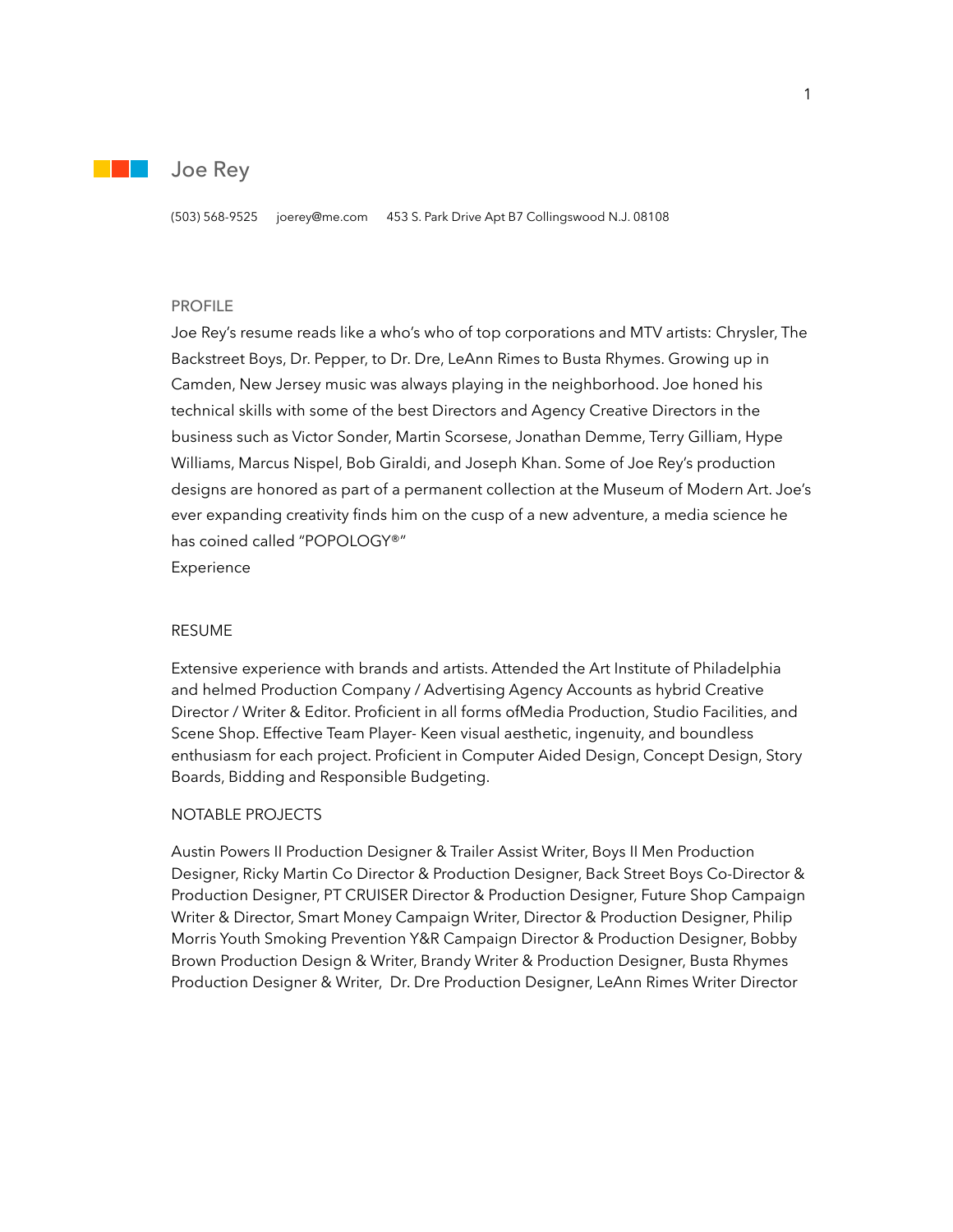# Joe Rey

(503) 568-9525 joerey@me.com 453 S. Park Drive Apt B7 Collingswood N.J. 08108

## PROFILE

Joe Rey's resume reads like a who's who of top corporations and MTV artists: Chrysler, The Backstreet Boys, Dr. Pepper, to Dr. Dre, LeAnn Rimes to Busta Rhymes. Growing up in Camden, New Jersey music was always playing in the neighborhood. Joe honed his technical skills with some of the best Directors and Agency Creative Directors in the business such as Victor Sonder, Martin Scorsese, Jonathan Demme, Terry Gilliam, Hype Williams, Marcus Nispel, Bob Giraldi, and Joseph Khan. Some of Joe Rey's production designs are honored as part of a permanent collection at the Museum of Modern Art. Joe's ever expanding creativity finds him on the cusp of a new adventure, a media science he has coined called "POPOLOGY®"

Experience

## RESUME

Extensive experience with brands and artists. Attended the Art Institute of Philadelphia and helmed Production Company / Advertising Agency Accounts as hybrid Creative Director / Writer & Editor. Proficient in all forms ofMedia Production, Studio Facilities, and Scene Shop. Effective Team Player- Keen visual aesthetic, ingenuity, and boundless enthusiasm for each project. Proficient in Computer Aided Design, Concept Design, Story Boards, Bidding and Responsible Budgeting.

## NOTABLE PROJECTS

Austin Powers II Production Designer & Trailer Assist Writer, Boys II Men Production Designer, Ricky Martin Co Director & Production Designer, Back Street Boys Co-Director & Production Designer, PT CRUISER Director & Production Designer, Future Shop Campaign Writer & Director, Smart Money Campaign Writer, Director & Production Designer, Philip Morris Youth Smoking Prevention Y&R Campaign Director & Production Designer, Bobby Brown Production Design & Writer, Brandy Writer & Production Designer, Busta Rhymes Production Designer & Writer, Dr. Dre Production Designer, LeAnn Rimes Writer Director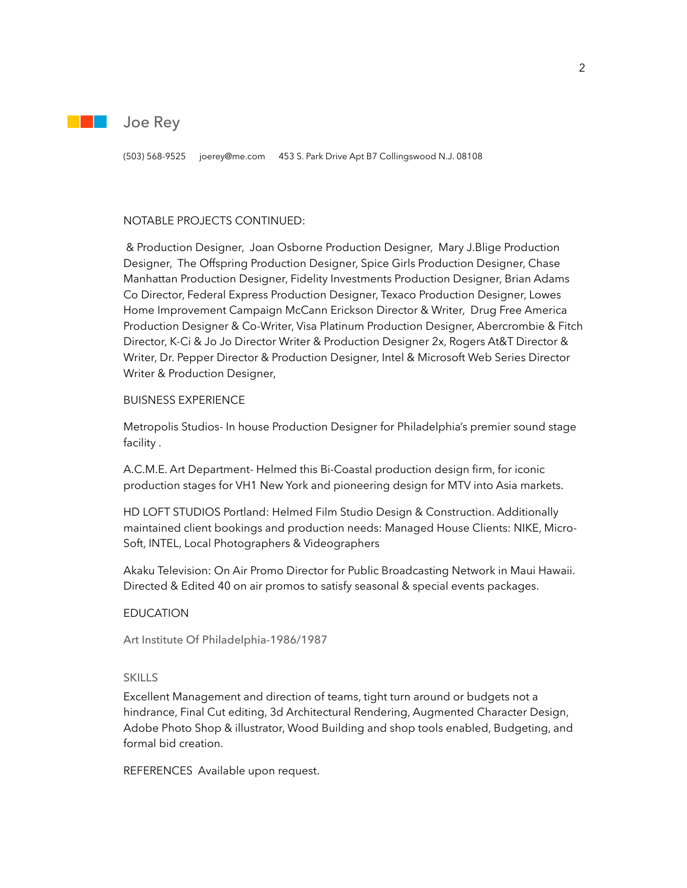# Joe Rey

(503) 568-9525 joerey@me.com 453 S. Park Drive Apt B7 Collingswood N.J. 08108

NOTABLE PROJECTS CONTINUED:

& Production Designer, Joan Osborne Production Designer, Mary J.Blige Production Designer, The Offspring Production Designer, Spice Girls Production Designer, Chase Manhattan Production Designer, Fidelity Investments Production Designer, Brian Adams Co Director, Federal Express Production Designer, Texaco Production Designer, Lowes Home Improvement Campaign McCann Erickson Director & Writer, Drug Free America Production Designer & Co-Writer, Visa Platinum Production Designer, Abercrombie & Fitch Director, K-Ci & Jo Jo Director Writer & Production Designer 2x, Rogers At&T Director & Writer, Dr. Pepper Director & Production Designer, Intel & Microsoft Web Series Director Writer & Production Designer,

BUISNESS EXPERIENCE

Metropolis Studios- In house Production Designer for Philadelphia's premier sound stage facility .

A.C.M.E. Art Department- Helmed this Bi-Coastal production design firm, for iconic production stages for VH1 New York and pioneering design for MTV into Asia markets.

HD LOFT STUDIOS Portland: Helmed Film Studio Design & Construction. Additionally maintained client bookings and production needs: Managed House Clients: NIKE, Micro-Soft, INTEL, Local Photographers & Videographers

Akaku Television: On Air Promo Director for Public Broadcasting Network in Maui Hawaii. Directed & Edited 40 on air promos to satisfy seasonal & special events packages.

EDUCATION

Art Institute Of Philadelphia-1986/1987

SKILLS

Excellent Management and direction of teams, tight turn around or budgets not a hindrance, Final Cut editing, 3d Architectural Rendering, Augmented Character Design, Adobe Photo Shop & illustrator, Wood Building and shop tools enabled, Budgeting, and formal bid creation.

REFERENCES Available upon request.